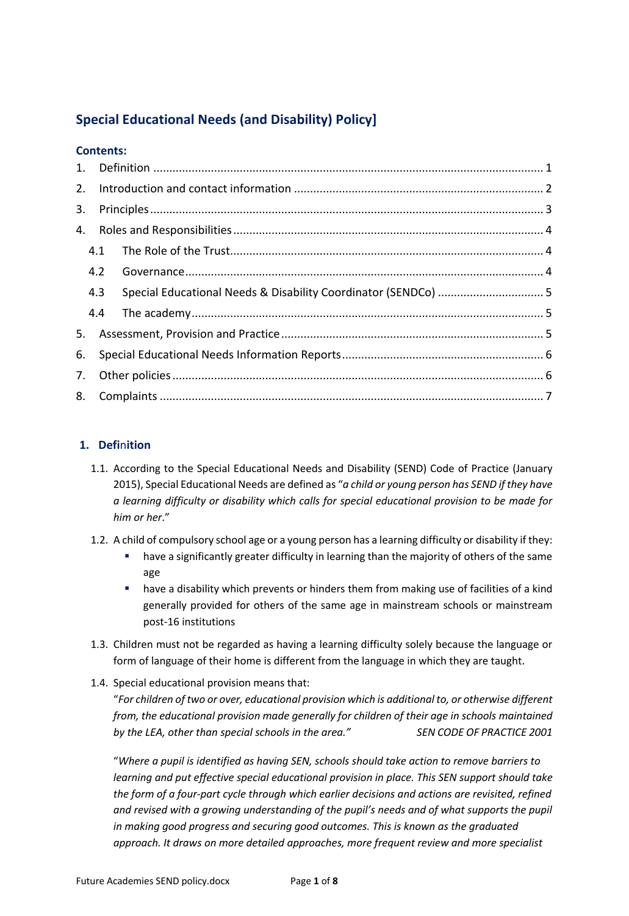# Special Educational Needs (and Disability) Policy]

**Contents:**

1. Definition ........................................................................................................................ 1
2. Introduction and contact information ............................................................................ 2
3. Principles ......................................................................................................................... 3
4. Roles and Responsibilities ............................................................................................... 4
   - 4.1 The Role of the Trust ................................................................................................ 4
   - 4.2 Governance ............................................................................................................... 4
   - 4.3 Special Educational Needs & Disability Coordinator (SENDCo) ................................ 5
   - 4.4 The academy ............................................................................................................. 5
5. Assessment, Provision and Practice ................................................................................ 5
6. Special Educational Needs Information Reports ............................................................. 6
7. Other policies .................................................................................................................. 6
8. Complaints ...................................................................................................................... 7

## 1. Definition

1.1. According to the Special Educational Needs and Disability (SEND) Code of Practice (January 2015), Special Educational Needs are defined as "*a child or young person has SEND if they have a learning difficulty or disability which calls for special educational provision to be made for him or her*."

1.2. A child of compulsory school age or a young person has a learning difficulty or disability if they:

- have a significantly greater difficulty in learning than the majority of others of the same age
- have a disability which prevents or hinders them from making use of facilities of a kind generally provided for others of the same age in mainstream schools or mainstream post-16 institutions

1.3. Children must not be regarded as having a learning difficulty solely because the language or form of language of their home is different from the language in which they are taught.

1.4. Special educational provision means that:

"*For children of two or over, educational provision which is additional to, or otherwise different from, the educational provision made generally for children of their age in schools maintained by the LEA, other than special schools in the area.*" *SEN CODE OF PRACTICE 2001*

"*Where a pupil is identified as having SEN, schools should take action to remove barriers to learning and put effective special educational provision in place. This SEN support should take the form of a four-part cycle through which earlier decisions and actions are revisited, refined and revised with a growing understanding of the pupil's needs and of what supports the pupil in making good progress and securing good outcomes. This is known as the graduated approach. It draws on more detailed approaches, more frequent review and more specialist*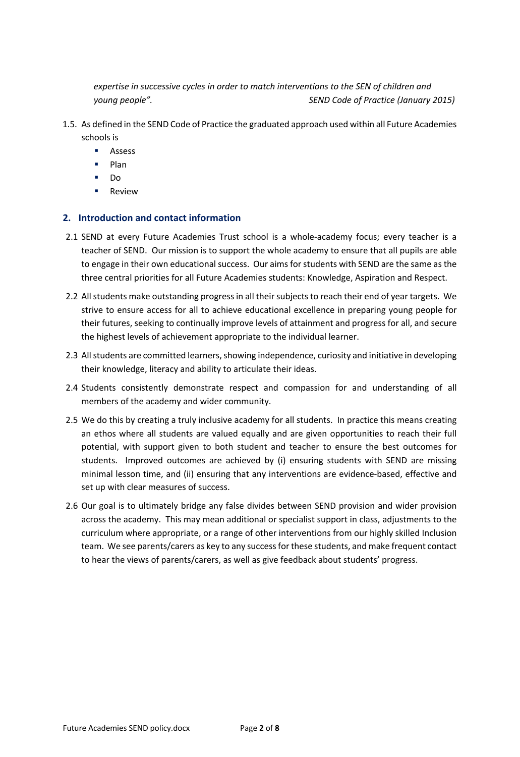*expertise in successive cycles in order to match interventions to the SEN of children and young people".* *SEND Code of Practice (January 2015)*

1.5. As defined in the SEND Code of Practice the graduated approach used within all Future Academies schools is
   - Assess
   - Plan
   - Do
   - Review

## 2. Introduction and contact information

2.1 SEND at every Future Academies Trust school is a whole-academy focus; every teacher is a teacher of SEND. Our mission is to support the whole academy to ensure that all pupils are able to engage in their own educational success. Our aims for students with SEND are the same as the three central priorities for all Future Academies students: Knowledge, Aspiration and Respect.

2.2 All students make outstanding progress in all their subjects to reach their end of year targets. We strive to ensure access for all to achieve educational excellence in preparing young people for their futures, seeking to continually improve levels of attainment and progress for all, and secure the highest levels of achievement appropriate to the individual learner.

2.3 All students are committed learners, showing independence, curiosity and initiative in developing their knowledge, literacy and ability to articulate their ideas.

2.4 Students consistently demonstrate respect and compassion for and understanding of all members of the academy and wider community.

2.5 We do this by creating a truly inclusive academy for all students. In practice this means creating an ethos where all students are valued equally and are given opportunities to reach their full potential, with support given to both student and teacher to ensure the best outcomes for students. Improved outcomes are achieved by (i) ensuring students with SEND are missing minimal lesson time, and (ii) ensuring that any interventions are evidence-based, effective and set up with clear measures of success.

2.6 Our goal is to ultimately bridge any false divides between SEND provision and wider provision across the academy. This may mean additional or specialist support in class, adjustments to the curriculum where appropriate, or a range of other interventions from our highly skilled Inclusion team. We see parents/carers as key to any success for these students, and make frequent contact to hear the views of parents/carers, as well as give feedback about students' progress.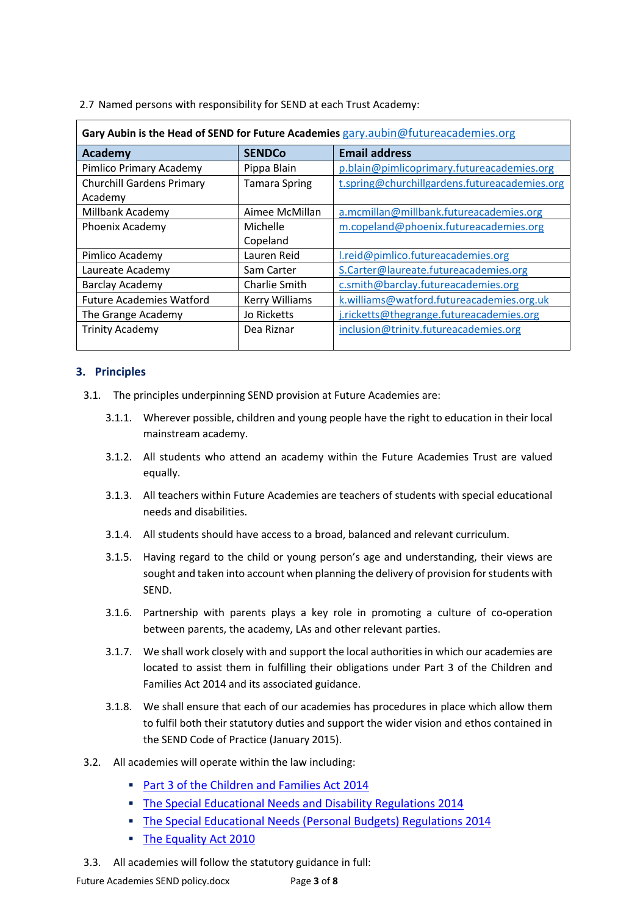2.7 Named persons with responsibility for SEND at each Trust Academy:

| **Gary Aubin is the Head of SEND for Future Academies** gary.aubin@futureacademies.org | | |
|---|---|---|
| **Academy** | **SENDCo** | **Email address** |
| Pimlico Primary Academy | Pippa Blain | p.blain@pimlicoprimary.futureacademies.org |
| Churchill Gardens Primary Academy | Tamara Spring | t.spring@churchillgardens.futureacademies.org |
| Millbank Academy | Aimee McMillan | a.mcmillan@millbank.futureacademies.org |
| Phoenix Academy | Michelle Copeland | m.copeland@phoenix.futureacademies.org |
| Pimlico Academy | Lauren Reid | l.reid@pimlico.futureacademies.org |
| Laureate Academy | Sam Carter | S.Carter@laureate.futureacademies.org |
| Barclay Academy | Charlie Smith | c.smith@barclay.futureacademies.org |
| Future Academies Watford | Kerry Williams | k.williams@watford.futureacademies.org.uk |
| The Grange Academy | Jo Ricketts | j.ricketts@thegrange.futureacademies.org |
| Trinity Academy | Dea Riznar | inclusion@trinity.futureacademies.org |

## 3. Principles

3.1. The principles underpinning SEND provision at Future Academies are:

3.1.1. Wherever possible, children and young people have the right to education in their local mainstream academy.

3.1.2. All students who attend an academy within the Future Academies Trust are valued equally.

3.1.3. All teachers within Future Academies are teachers of students with special educational needs and disabilities.

3.1.4. All students should have access to a broad, balanced and relevant curriculum.

3.1.5. Having regard to the child or young person's age and understanding, their views are sought and taken into account when planning the delivery of provision for students with SEND.

3.1.6. Partnership with parents plays a key role in promoting a culture of co-operation between parents, the academy, LAs and other relevant parties.

3.1.7. We shall work closely with and support the local authorities in which our academies are located to assist them in fulfilling their obligations under Part 3 of the Children and Families Act 2014 and its associated guidance.

3.1.8. We shall ensure that each of our academies has procedures in place which allow them to fulfil both their statutory duties and support the wider vision and ethos contained in the SEND Code of Practice (January 2015).

3.2. All academies will operate within the law including:

- Part 3 of the Children and Families Act 2014
- The Special Educational Needs and Disability Regulations 2014
- The Special Educational Needs (Personal Budgets) Regulations 2014
- The Equality Act 2010

3.3. All academies will follow the statutory guidance in full: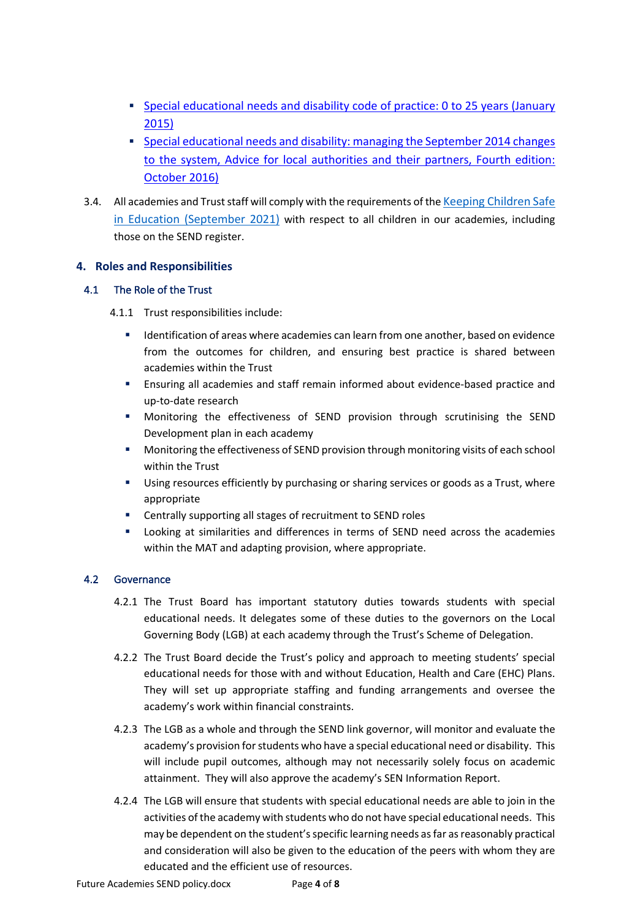- [Special educational needs and disability code of practice: 0 to 25 years (January 2015)]
- [Special educational needs and disability: managing the September 2014 changes to the system, Advice for local authorities and their partners, Fourth edition: October 2016)]

3.4. All academies and Trust staff will comply with the requirements of the [Keeping Children Safe in Education (September 2021)] with respect to all children in our academies, including those on the SEND register.

## 4. Roles and Responsibilities

### 4.1 The Role of the Trust

4.1.1 Trust responsibilities include:

- Identification of areas where academies can learn from one another, based on evidence from the outcomes for children, and ensuring best practice is shared between academies within the Trust
- Ensuring all academies and staff remain informed about evidence-based practice and up-to-date research
- Monitoring the effectiveness of SEND provision through scrutinising the SEND Development plan in each academy
- Monitoring the effectiveness of SEND provision through monitoring visits of each school within the Trust
- Using resources efficiently by purchasing or sharing services or goods as a Trust, where appropriate
- Centrally supporting all stages of recruitment to SEND roles
- Looking at similarities and differences in terms of SEND need across the academies within the MAT and adapting provision, where appropriate.

### 4.2 Governance

4.2.1 The Trust Board has important statutory duties towards students with special educational needs. It delegates some of these duties to the governors on the Local Governing Body (LGB) at each academy through the Trust's Scheme of Delegation.

4.2.2 The Trust Board decide the Trust's policy and approach to meeting students' special educational needs for those with and without Education, Health and Care (EHC) Plans. They will set up appropriate staffing and funding arrangements and oversee the academy's work within financial constraints.

4.2.3 The LGB as a whole and through the SEND link governor, will monitor and evaluate the academy's provision for students who have a special educational need or disability. This will include pupil outcomes, although may not necessarily solely focus on academic attainment. They will also approve the academy's SEN Information Report.

4.2.4 The LGB will ensure that students with special educational needs are able to join in the activities of the academy with students who do not have special educational needs. This may be dependent on the student's specific learning needs as far as reasonably practical and consideration will also be given to the education of the peers with whom they are educated and the efficient use of resources.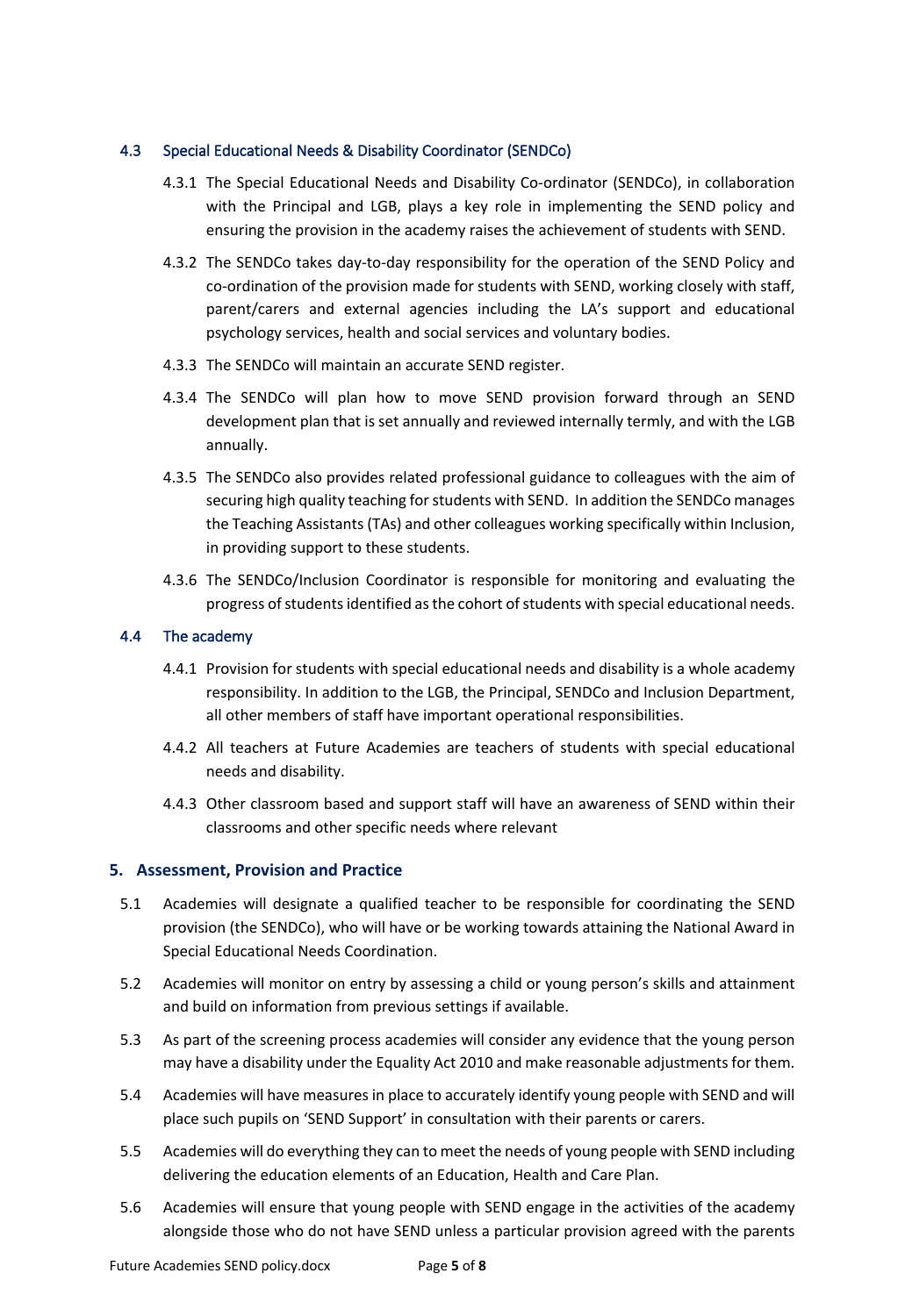### 4.3 Special Educational Needs & Disability Coordinator (SENDCo)

4.3.1 The Special Educational Needs and Disability Co-ordinator (SENDCo), in collaboration with the Principal and LGB, plays a key role in implementing the SEND policy and ensuring the provision in the academy raises the achievement of students with SEND.

4.3.2 The SENDCo takes day-to-day responsibility for the operation of the SEND Policy and co-ordination of the provision made for students with SEND, working closely with staff, parent/carers and external agencies including the LA's support and educational psychology services, health and social services and voluntary bodies.

4.3.3 The SENDCo will maintain an accurate SEND register.

4.3.4 The SENDCo will plan how to move SEND provision forward through an SEND development plan that is set annually and reviewed internally termly, and with the LGB annually.

4.3.5 The SENDCo also provides related professional guidance to colleagues with the aim of securing high quality teaching for students with SEND. In addition the SENDCo manages the Teaching Assistants (TAs) and other colleagues working specifically within Inclusion, in providing support to these students.

4.3.6 The SENDCo/Inclusion Coordinator is responsible for monitoring and evaluating the progress of students identified as the cohort of students with special educational needs.

### 4.4 The academy

4.4.1 Provision for students with special educational needs and disability is a whole academy responsibility. In addition to the LGB, the Principal, SENDCo and Inclusion Department, all other members of staff have important operational responsibilities.

4.4.2 All teachers at Future Academies are teachers of students with special educational needs and disability.

4.4.3 Other classroom based and support staff will have an awareness of SEND within their classrooms and other specific needs where relevant

## 5. Assessment, Provision and Practice

5.1 Academies will designate a qualified teacher to be responsible for coordinating the SEND provision (the SENDCo), who will have or be working towards attaining the National Award in Special Educational Needs Coordination.

5.2 Academies will monitor on entry by assessing a child or young person's skills and attainment and build on information from previous settings if available.

5.3 As part of the screening process academies will consider any evidence that the young person may have a disability under the Equality Act 2010 and make reasonable adjustments for them.

5.4 Academies will have measures in place to accurately identify young people with SEND and will place such pupils on 'SEND Support' in consultation with their parents or carers.

5.5 Academies will do everything they can to meet the needs of young people with SEND including delivering the education elements of an Education, Health and Care Plan.

5.6 Academies will ensure that young people with SEND engage in the activities of the academy alongside those who do not have SEND unless a particular provision agreed with the parents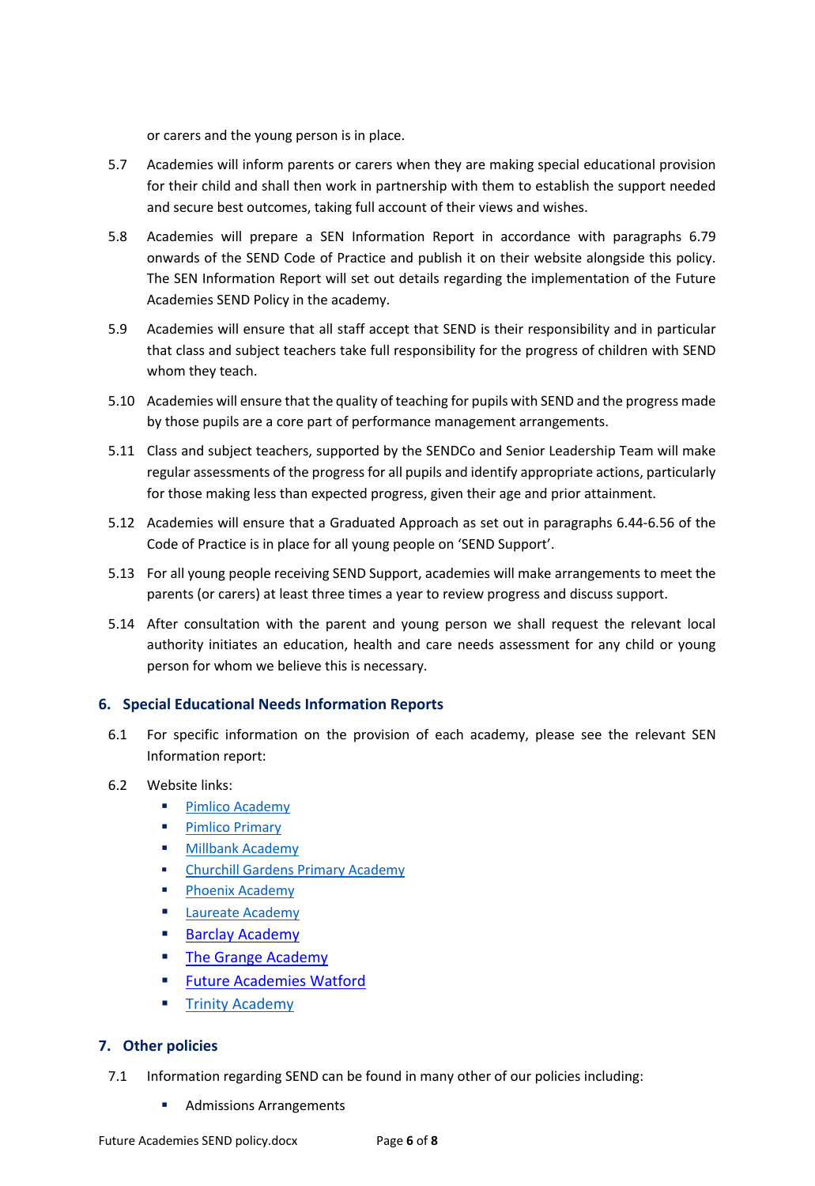or carers and the young person is in place.

5.7 Academies will inform parents or carers when they are making special educational provision for their child and shall then work in partnership with them to establish the support needed and secure best outcomes, taking full account of their views and wishes.

5.8 Academies will prepare a SEN Information Report in accordance with paragraphs 6.79 onwards of the SEND Code of Practice and publish it on their website alongside this policy. The SEN Information Report will set out details regarding the implementation of the Future Academies SEND Policy in the academy.

5.9 Academies will ensure that all staff accept that SEND is their responsibility and in particular that class and subject teachers take full responsibility for the progress of children with SEND whom they teach.

5.10 Academies will ensure that the quality of teaching for pupils with SEND and the progress made by those pupils are a core part of performance management arrangements.

5.11 Class and subject teachers, supported by the SENDCo and Senior Leadership Team will make regular assessments of the progress for all pupils and identify appropriate actions, particularly for those making less than expected progress, given their age and prior attainment.

5.12 Academies will ensure that a Graduated Approach as set out in paragraphs 6.44-6.56 of the Code of Practice is in place for all young people on 'SEND Support'.

5.13 For all young people receiving SEND Support, academies will make arrangements to meet the parents (or carers) at least three times a year to review progress and discuss support.

5.14 After consultation with the parent and young person we shall request the relevant local authority initiates an education, health and care needs assessment for any child or young person for whom we believe this is necessary.

## 6. Special Educational Needs Information Reports

6.1 For specific information on the provision of each academy, please see the relevant SEN Information report:

6.2 Website links:

- Pimlico Academy
- Pimlico Primary
- Millbank Academy
- Churchill Gardens Primary Academy
- Phoenix Academy
- Laureate Academy
- Barclay Academy
- The Grange Academy
- Future Academies Watford
- Trinity Academy

## 7. Other policies

7.1 Information regarding SEND can be found in many other of our policies including:

- Admissions Arrangements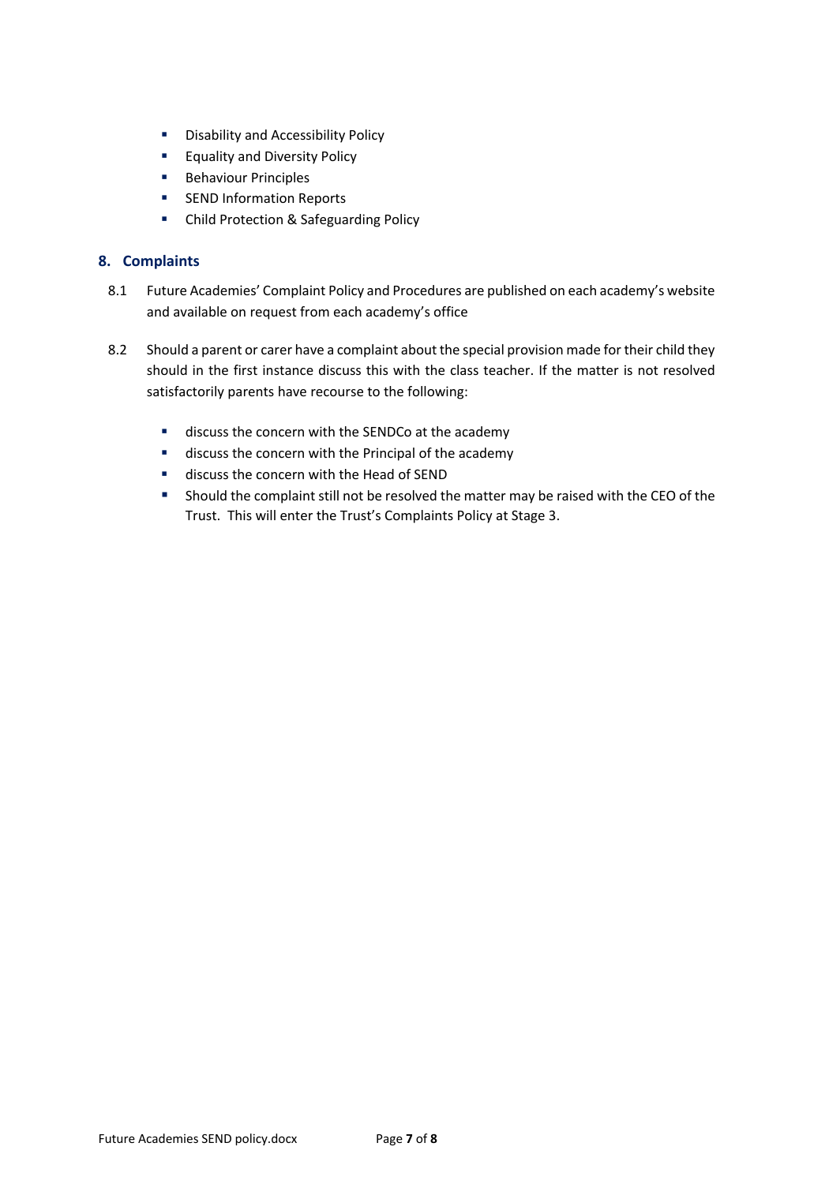- Disability and Accessibility Policy
- Equality and Diversity Policy
- Behaviour Principles
- SEND Information Reports
- Child Protection & Safeguarding Policy

## 8. Complaints

8.1 Future Academies' Complaint Policy and Procedures are published on each academy's website and available on request from each academy's office

8.2 Should a parent or carer have a complaint about the special provision made for their child they should in the first instance discuss this with the class teacher. If the matter is not resolved satisfactorily parents have recourse to the following:

- discuss the concern with the SENDCo at the academy
- discuss the concern with the Principal of the academy
- discuss the concern with the Head of SEND
- Should the complaint still not be resolved the matter may be raised with the CEO of the Trust. This will enter the Trust's Complaints Policy at Stage 3.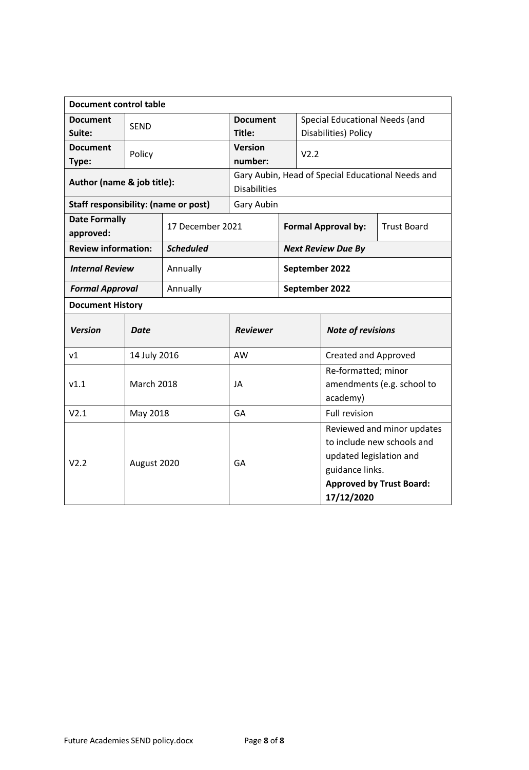| Document control table | | | | | |
|---|---|---|---|---|---|
| **Document Suite:** | SEND | **Document Title:** | Special Educational Needs (and Disabilities) Policy | | |
| **Document Type:** | Policy | **Version number:** | V2.2 | | |
| **Author (name & job title):** | | Gary Aubin, Head of Special Educational Needs and Disabilities | | | |
| **Staff responsibility: (name or post)** | | Gary Aubin | | | |
| **Date Formally approved:** | 17 December 2021 | | **Formal Approval by:** | | Trust Board |
| **Review information:** | ***Scheduled*** | | ***Next Review Due By*** | | |
| ***Internal Review*** | Annually | | **September 2022** | | |
| ***Formal Approval*** | Annually | | **September 2022** | | |

**Document History**

| *Version* | *Date* | *Reviewer* | *Note of revisions* |
|---|---|---|---|
| v1 | 14 July 2016 | AW | Created and Approved |
| v1.1 | March 2018 | JA | Re-formatted; minor amendments (e.g. school to academy) |
| V2.1 | May 2018 | GA | Full revision |
| V2.2 | August 2020 | GA | Reviewed and minor updates to include new schools and updated legislation and guidance links. **Approved by Trust Board: 17/12/2020** |